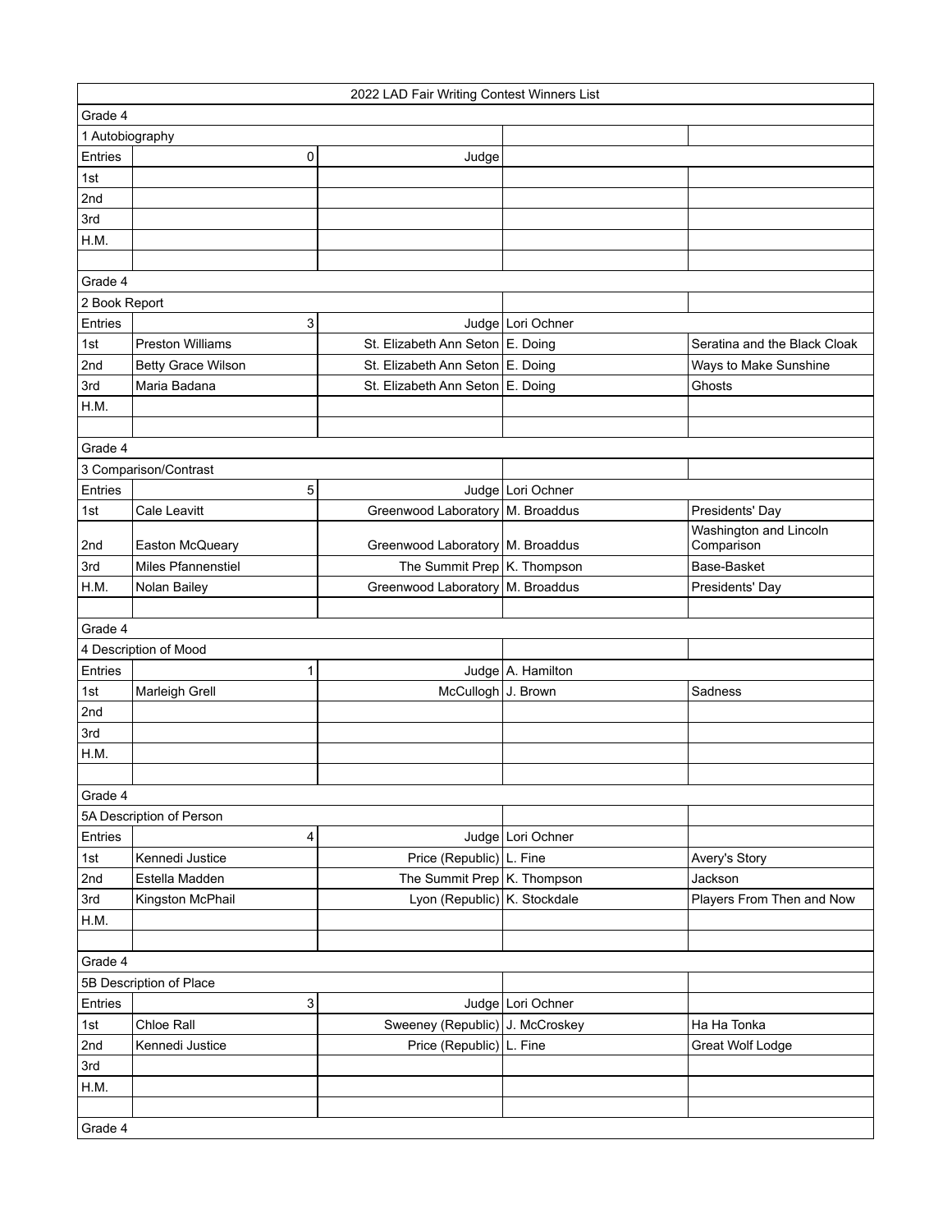| 2022 LAD Fair Writing Contest Winners List | | | | |
|---|---|---|---|---|
| Grade 4 | | | | |
| 1 Autobiography | | | | |
| Entries | 0 | Judge | | |
| 1st | | | | |
| 2nd | | | | |
| 3rd | | | | |
| H.M. | | | | |
| | | | | |
| Grade 4 | | | | |
| 2 Book Report | | | | |
| Entries | 3 | Judge | Lori Ochner | |
| 1st | Preston Williams | St. Elizabeth Ann Seton | E. Doing | Seratina and the Black Cloak |
| 2nd | Betty Grace Wilson | St. Elizabeth Ann Seton | E. Doing | Ways to Make Sunshine |
| 3rd | Maria Badana | St. Elizabeth Ann Seton | E. Doing | Ghosts |
| H.M. | | | | |
| | | | | |
| Grade 4 | | | | |
| 3 Comparison/Contrast | | | | |
| Entries | 5 | Judge | Lori Ochner | |
| 1st | Cale Leavitt | Greenwood Laboratory | M. Broaddus | Presidents' Day |
| 2nd | Easton McQueary | Greenwood Laboratory | M. Broaddus | Washington and Lincoln Comparison |
| 3rd | Miles Pfannenstiel | The Summit Prep | K. Thompson | Base-Basket |
| H.M. | Nolan Bailey | Greenwood Laboratory | M. Broaddus | Presidents' Day |
| | | | | |
| Grade 4 | | | | |
| 4 Description of Mood | | | | |
| Entries | 1 | Judge | A. Hamilton | |
| 1st | Marleigh Grell | McCullogh | J. Brown | Sadness |
| 2nd | | | | |
| 3rd | | | | |
| H.M. | | | | |
| | | | | |
| Grade 4 | | | | |
| 5A Description of Person | | | | |
| Entries | 4 | Judge | Lori Ochner | |
| 1st | Kennedi Justice | Price (Republic) | L. Fine | Avery's Story |
| 2nd | Estella Madden | The Summit Prep | K. Thompson | Jackson |
| 3rd | Kingston McPhail | Lyon (Republic) | K. Stockdale | Players From Then and Now |
| H.M. | | | | |
| | | | | |
| Grade 4 | | | | |
| 5B Description of Place | | | | |
| Entries | 3 | Judge | Lori Ochner | |
| 1st | Chloe Rall | Sweeney (Republic) | J. McCroskey | Ha Ha Tonka |
| 2nd | Kennedi Justice | Price (Republic) | L. Fine | Great Wolf Lodge |
| 3rd | | | | |
| H.M. | | | | |
| | | | | |
| Grade 4 | | | | |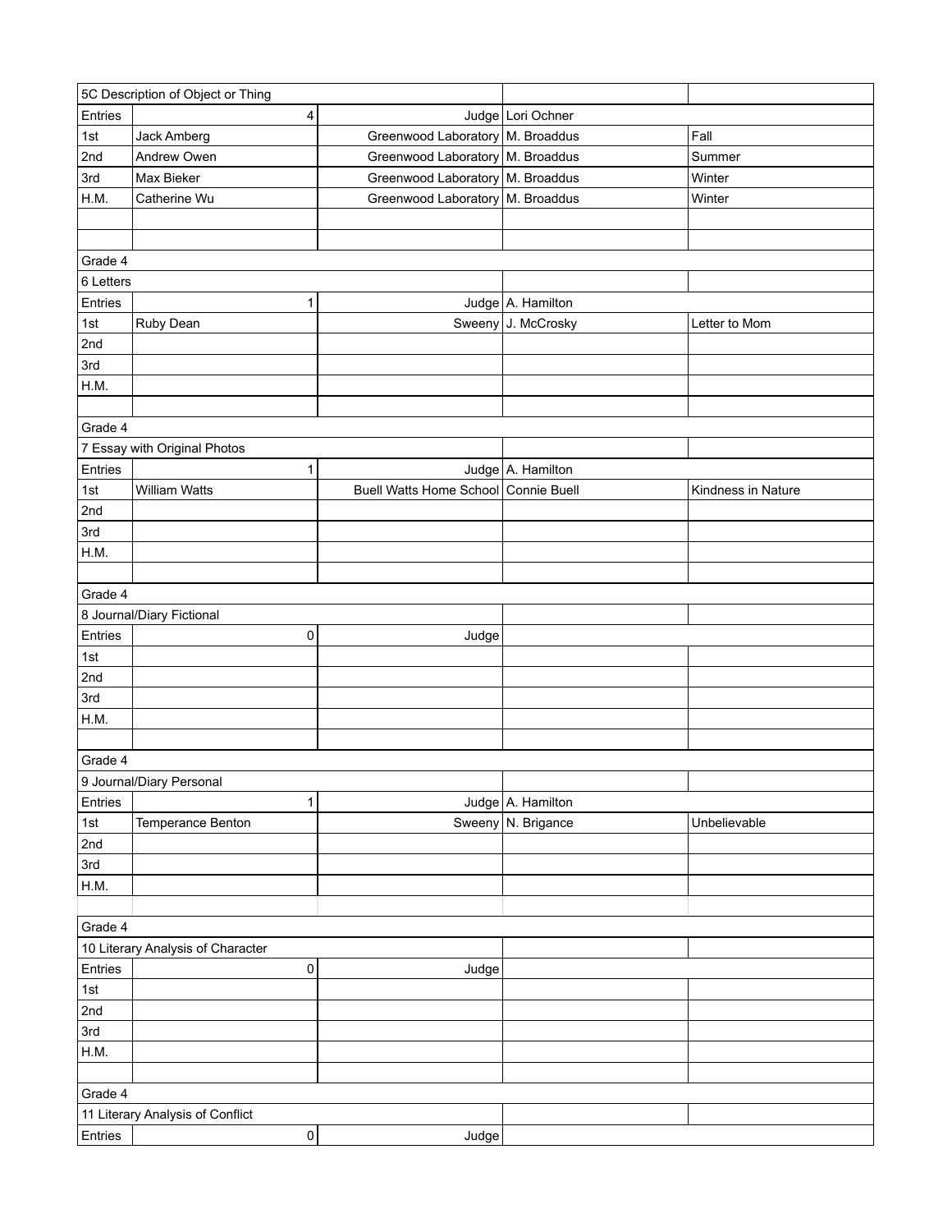| 5C Description of Object or Thing | | | | |
|---|---|---|---|---|
| Entries | 4 | Judge | Lori Ochner | |
| 1st | Jack Amberg | Greenwood Laboratory | M. Broaddus | Fall |
| 2nd | Andrew Owen | Greenwood Laboratory | M. Broaddus | Summer |
| 3rd | Max Bieker | Greenwood Laboratory | M. Broaddus | Winter |
| H.M. | Catherine Wu | Greenwood Laboratory | M. Broaddus | Winter |
| | | | | |
| | | | | |

| Grade 4 | | | | |
|---|---|---|---|---|
| 6 Letters | | | | |
| Entries | 1 | Judge | A. Hamilton | |
| 1st | Ruby Dean | Sweeny | J. McCrosky | Letter to Mom |
| 2nd | | | | |
| 3rd | | | | |
| H.M. | | | | |
| | | | | |

| Grade 4 | | | | |
|---|---|---|---|---|
| 7 Essay with Original Photos | | | | |
| Entries | 1 | Judge | A. Hamilton | |
| 1st | William Watts | Buell Watts Home School | Connie Buell | Kindness in Nature |
| 2nd | | | | |
| 3rd | | | | |
| H.M. | | | | |
| | | | | |

| Grade 4 | | | | |
|---|---|---|---|---|
| 8 Journal/Diary Fictional | | | | |
| Entries | 0 | Judge | | |
| 1st | | | | |
| 2nd | | | | |
| 3rd | | | | |
| H.M. | | | | |
| | | | | |

| Grade 4 | | | | |
|---|---|---|---|---|
| 9 Journal/Diary Personal | | | | |
| Entries | 1 | Judge | A. Hamilton | |
| 1st | Temperance Benton | Sweeny | N. Brigance | Unbelievable |
| 2nd | | | | |
| 3rd | | | | |
| H.M. | | | | |
| | | | | |

| Grade 4 | | | | |
|---|---|---|---|---|
| 10 Literary Analysis of Character | | | | |
| Entries | 0 | Judge | | |
| 1st | | | | |
| 2nd | | | | |
| 3rd | | | | |
| H.M. | | | | |
| | | | | |

| Grade 4 | | | | |
|---|---|---|---|---|
| 11 Literary Analysis of Conflict | | | | |
| Entries | 0 | Judge | | |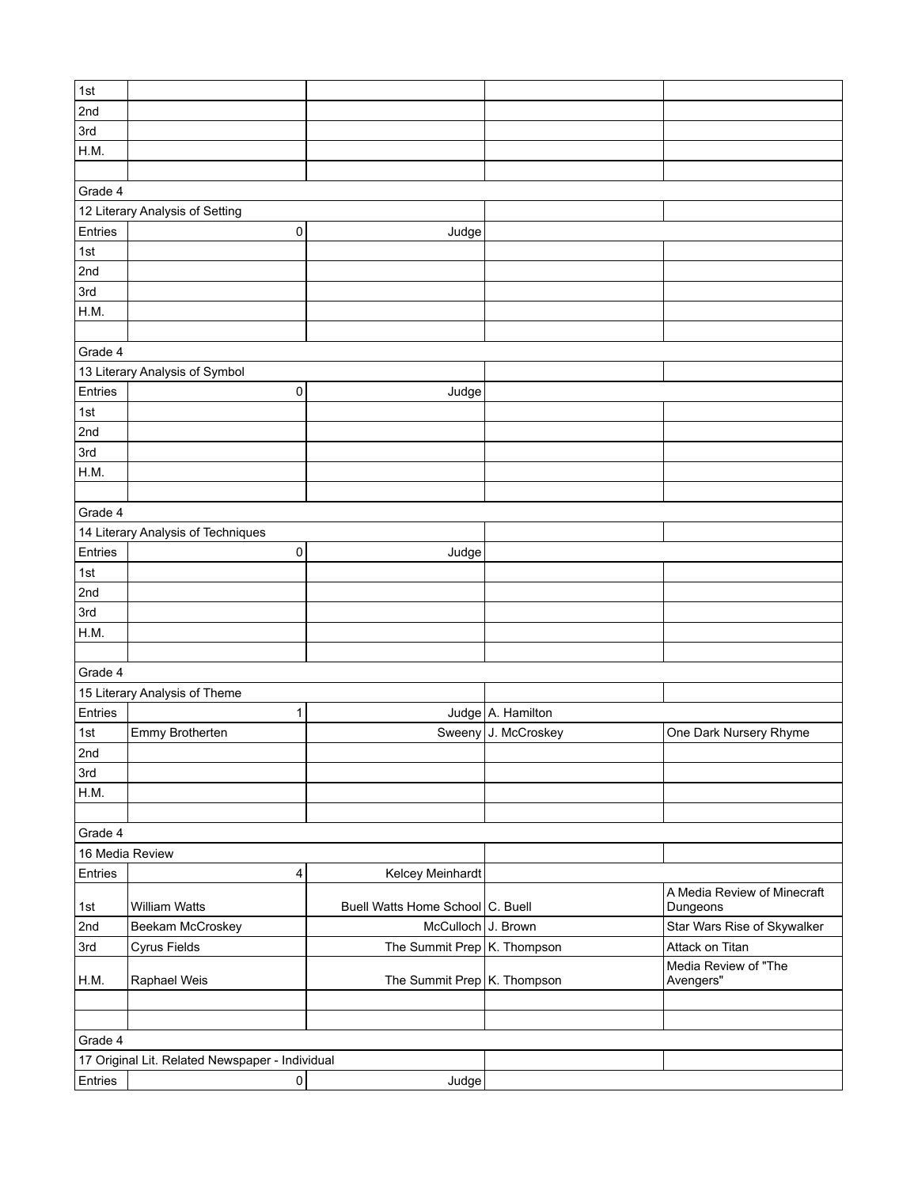| | | | | |
|---|---|---|---|---|
| 1st | | | | |
| 2nd | | | | |
| 3rd | | | | |
| H.M. | | | | |
| | | | | |
| Grade 4 | | | | |
| 12 Literary Analysis of Setting | | | | |
| Entries | 0 | Judge | | |
| 1st | | | | |
| 2nd | | | | |
| 3rd | | | | |
| H.M. | | | | |
| | | | | |
| Grade 4 | | | | |
| 13 Literary Analysis of Symbol | | | | |
| Entries | 0 | Judge | | |
| 1st | | | | |
| 2nd | | | | |
| 3rd | | | | |
| H.M. | | | | |
| | | | | |
| Grade 4 | | | | |
| 14 Literary Analysis of Techniques | | | | |
| Entries | 0 | Judge | | |
| 1st | | | | |
| 2nd | | | | |
| 3rd | | | | |
| H.M. | | | | |
| | | | | |
| Grade 4 | | | | |
| 15 Literary Analysis of Theme | | | | |
| Entries | 1 | Judge | A. Hamilton | |
| 1st | Emmy Brotherten | Sweeny | J. McCroskey | One Dark Nursery Rhyme |
| 2nd | | | | |
| 3rd | | | | |
| H.M. | | | | |
| | | | | |
| Grade 4 | | | | |
| 16 Media Review | | | | |
| Entries | 4 | Kelcey Meinhardt | | |
| 1st | William Watts | Buell Watts Home School | C. Buell | A Media Review of Minecraft Dungeons |
| 2nd | Beekam McCroskey | McCulloch | J. Brown | Star Wars Rise of Skywalker |
| 3rd | Cyrus Fields | The Summit Prep | K. Thompson | Attack on Titan |
| H.M. | Raphael Weis | The Summit Prep | K. Thompson | Media Review of "The Avengers" |
| | | | | |
| | | | | |
| Grade 4 | | | | |
| 17 Original Lit. Related Newspaper - Individual | | | | |
| Entries | 0 | Judge | | |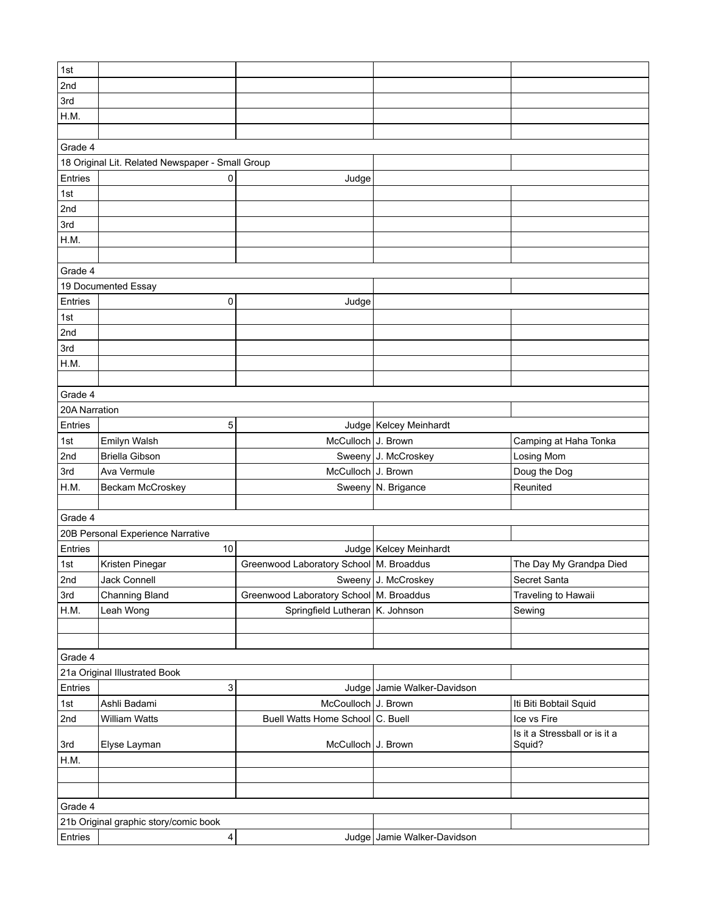| | | | | |
|---|---|---|---|---|
| 1st | | | | |
| 2nd | | | | |
| 3rd | | | | |
| H.M. | | | | |
| | | | | |
| Grade 4 | | | | |
| 18 Original Lit. Related Newspaper - Small Group | | | | |
| Entries | 0 | Judge | | |
| 1st | | | | |
| 2nd | | | | |
| 3rd | | | | |
| H.M. | | | | |
| | | | | |
| Grade 4 | | | | |
| 19 Documented Essay | | | | |
| Entries | 0 | Judge | | |
| 1st | | | | |
| 2nd | | | | |
| 3rd | | | | |
| H.M. | | | | |
| | | | | |
| Grade 4 | | | | |
| 20A Narration | | | | |
| Entries | 5 | Judge | Kelcey Meinhardt | |
| 1st | Emilyn Walsh | McCulloch | J. Brown | Camping at Haha Tonka |
| 2nd | Briella Gibson | Sweeny | J. McCroskey | Losing Mom |
| 3rd | Ava Vermule | McCulloch | J. Brown | Doug the Dog |
| H.M. | Beckam McCroskey | Sweeny | N. Brigance | Reunited |
| | | | | |
| Grade 4 | | | | |
| 20B Personal Experience Narrative | | | | |
| Entries | 10 | Judge | Kelcey Meinhardt | |
| 1st | Kristen Pinegar | Greenwood Laboratory School | M. Broaddus | The Day My Grandpa Died |
| 2nd | Jack Connell | Sweeny | J. McCroskey | Secret Santa |
| 3rd | Channing Bland | Greenwood Laboratory School | M. Broaddus | Traveling to Hawaii |
| H.M. | Leah Wong | Springfield Lutheran | K. Johnson | Sewing |
| | | | | |
| | | | | |
| Grade 4 | | | | |
| 21a Original Illustrated Book | | | | |
| Entries | 3 | Judge | Jamie Walker-Davidson | |
| 1st | Ashli Badami | McCoulloch | J. Brown | Iti Biti Bobtail Squid |
| 2nd | William Watts | Buell Watts Home School | C. Buell | Ice vs Fire |
| 3rd | Elyse Layman | McCulloch | J. Brown | Is it a Stressball or is it a Squid? |
| H.M. | | | | |
| | | | | |
| | | | | |
| Grade 4 | | | | |
| 21b Original graphic story/comic book | | | | |
| Entries | 4 | Judge | Jamie Walker-Davidson | |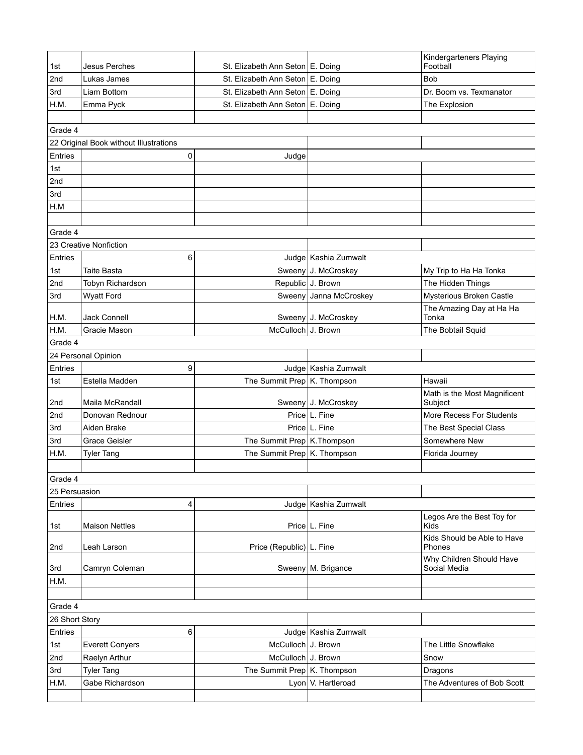| | | | | |
|---|---|---|---|---|
| 1st | Jesus Perches | St. Elizabeth Ann Seton | E. Doing | Kindergarteners Playing Football |
| 2nd | Lukas James | St. Elizabeth Ann Seton | E. Doing | Bob |
| 3rd | Liam Bottom | St. Elizabeth Ann Seton | E. Doing | Dr. Boom vs. Texmanator |
| H.M. | Emma Pyck | St. Elizabeth Ann Seton | E. Doing | The Explosion |
| | | | | |
| Grade 4 | | | | |
| 22 Original Book without Illustrations | | | | |
| Entries | 0 | Judge | | |
| 1st | | | | |
| 2nd | | | | |
| 3rd | | | | |
| H.M | | | | |
| | | | | |
| Grade 4 | | | | |
| 23 Creative Nonfiction | | | | |
| Entries | 6 | Judge | Kashia Zumwalt | |
| 1st | Taite Basta | Sweeny | J. McCroskey | My Trip to Ha Ha Tonka |
| 2nd | Tobyn Richardson | Republic | J. Brown | The Hidden Things |
| 3rd | Wyatt Ford | Sweeny | Janna McCroskey | Mysterious Broken Castle |
| H.M. | Jack Connell | Sweeny | J. McCroskey | The Amazing Day at Ha Ha Tonka |
| H.M. | Gracie Mason | McCulloch | J. Brown | The Bobtail Squid |
| Grade 4 | | | | |
| 24 Personal Opinion | | | | |
| Entries | 9 | Judge | Kashia Zumwalt | |
| 1st | Estella Madden | The Summit Prep | K. Thompson | Hawaii |
| 2nd | Maila McRandall | Sweeny | J. McCroskey | Math is the Most Magnificent Subject |
| 2nd | Donovan Rednour | Price | L. Fine | More Recess For Students |
| 3rd | Aiden Brake | Price | L. Fine | The Best Special Class |
| 3rd | Grace Geisler | The Summit Prep | K.Thompson | Somewhere New |
| H.M. | Tyler Tang | The Summit Prep | K. Thompson | Florida Journey |
| | | | | |
| Grade 4 | | | | |
| 25 Persuasion | | | | |
| Entries | 4 | Judge | Kashia Zumwalt | |
| 1st | Maison Nettles | Price | L. Fine | Legos Are the Best Toy for Kids |
| 2nd | Leah Larson | Price (Republic) | L. Fine | Kids Should be Able to Have Phones |
| 3rd | Camryn Coleman | Sweeny | M. Brigance | Why Children Should Have Social Media |
| H.M. | | | | |
| | | | | |
| Grade 4 | | | | |
| 26 Short Story | | | | |
| Entries | 6 | Judge | Kashia Zumwalt | |
| 1st | Everett Conyers | McCulloch | J. Brown | The Little Snowflake |
| 2nd | Raelyn Arthur | McCulloch | J. Brown | Snow |
| 3rd | Tyler Tang | The Summit Prep | K. Thompson | Dragons |
| H.M. | Gabe Richardson | Lyon | V. Hartleroad | The Adventures of Bob Scott |
| | | | | |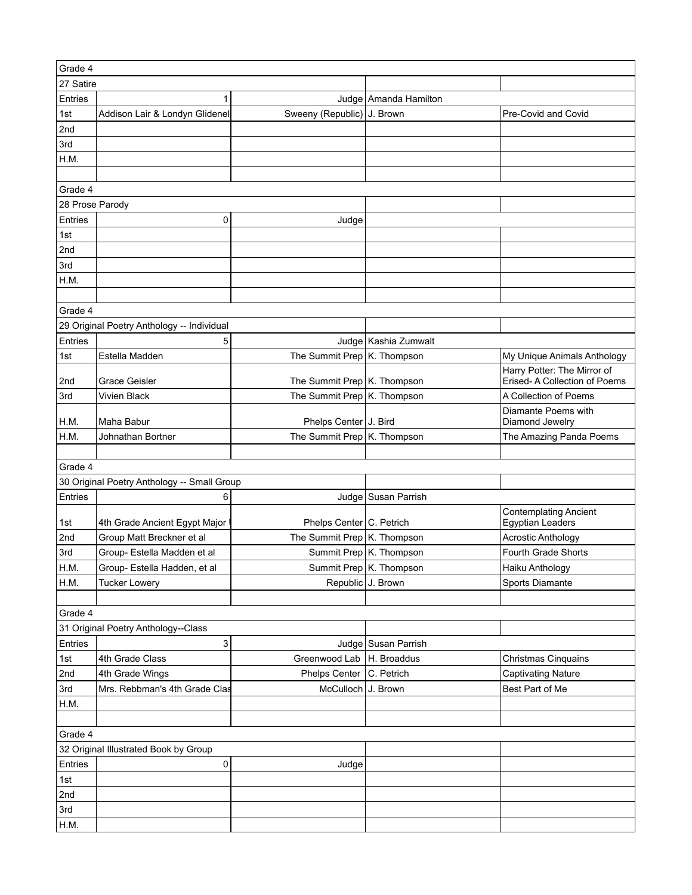| Grade 4 | | | | |
|---|---|---|---|---|
| 27 Satire | | | | |
| Entries | 1 | Judge | Amanda Hamilton | |
| 1st | Addison Lair & Londyn Glidenel | Sweeny (Republic) | J. Brown | Pre-Covid and Covid |
| 2nd | | | | |
| 3rd | | | | |
| H.M. | | | | |
| | | | | |
| Grade 4 | | | | |
| 28 Prose Parody | | | | |
| Entries | 0 | Judge | | |
| 1st | | | | |
| 2nd | | | | |
| 3rd | | | | |
| H.M. | | | | |
| | | | | |
| Grade 4 | | | | |
| 29 Original Poetry Anthology -- Individual | | | | |
| Entries | 5 | Judge | Kashia Zumwalt | |
| 1st | Estella Madden | The Summit Prep | K. Thompson | My Unique Animals Anthology |
| 2nd | Grace Geisler | The Summit Prep | K. Thompson | Harry Potter: The Mirror of Erised- A Collection of Poems |
| 3rd | Vivien Black | The Summit Prep | K. Thompson | A Collection of Poems |
| H.M. | Maha Babur | Phelps Center | J. Bird | Diamante Poems with Diamond Jewelry |
| H.M. | Johnathan Bortner | The Summit Prep | K. Thompson | The Amazing Panda Poems |
| | | | | |
| Grade 4 | | | | |
| 30 Original Poetry Anthology -- Small Group | | | | |
| Entries | 6 | Judge | Susan Parrish | |
| 1st | 4th Grade Ancient Egypt Major | Phelps Center | C. Petrich | Contemplating Ancient Egyptian Leaders |
| 2nd | Group Matt Breckner et al | The Summit Prep | K. Thompson | Acrostic Anthology |
| 3rd | Group- Estella Madden et al | Summit Prep | K. Thompson | Fourth Grade Shorts |
| H.M. | Group- Estella Hadden, et al | Summit Prep | K. Thompson | Haiku Anthology |
| H.M. | Tucker Lowery | Republic | J. Brown | Sports Diamante |
| | | | | |
| Grade 4 | | | | |
| 31 Original Poetry Anthology--Class | | | | |
| Entries | 3 | Judge | Susan Parrish | |
| 1st | 4th Grade Class | Greenwood Lab | H. Broaddus | Christmas Cinquains |
| 2nd | 4th Grade Wings | Phelps Center | C. Petrich | Captivating Nature |
| 3rd | Mrs. Rebbman's 4th Grade Clas | McCulloch | J. Brown | Best Part of Me |
| H.M. | | | | |
| | | | | |
| Grade 4 | | | | |
| 32 Original Illustrated Book by Group | | | | |
| Entries | 0 | Judge | | |
| 1st | | | | |
| 2nd | | | | |
| 3rd | | | | |
| H.M. | | | | |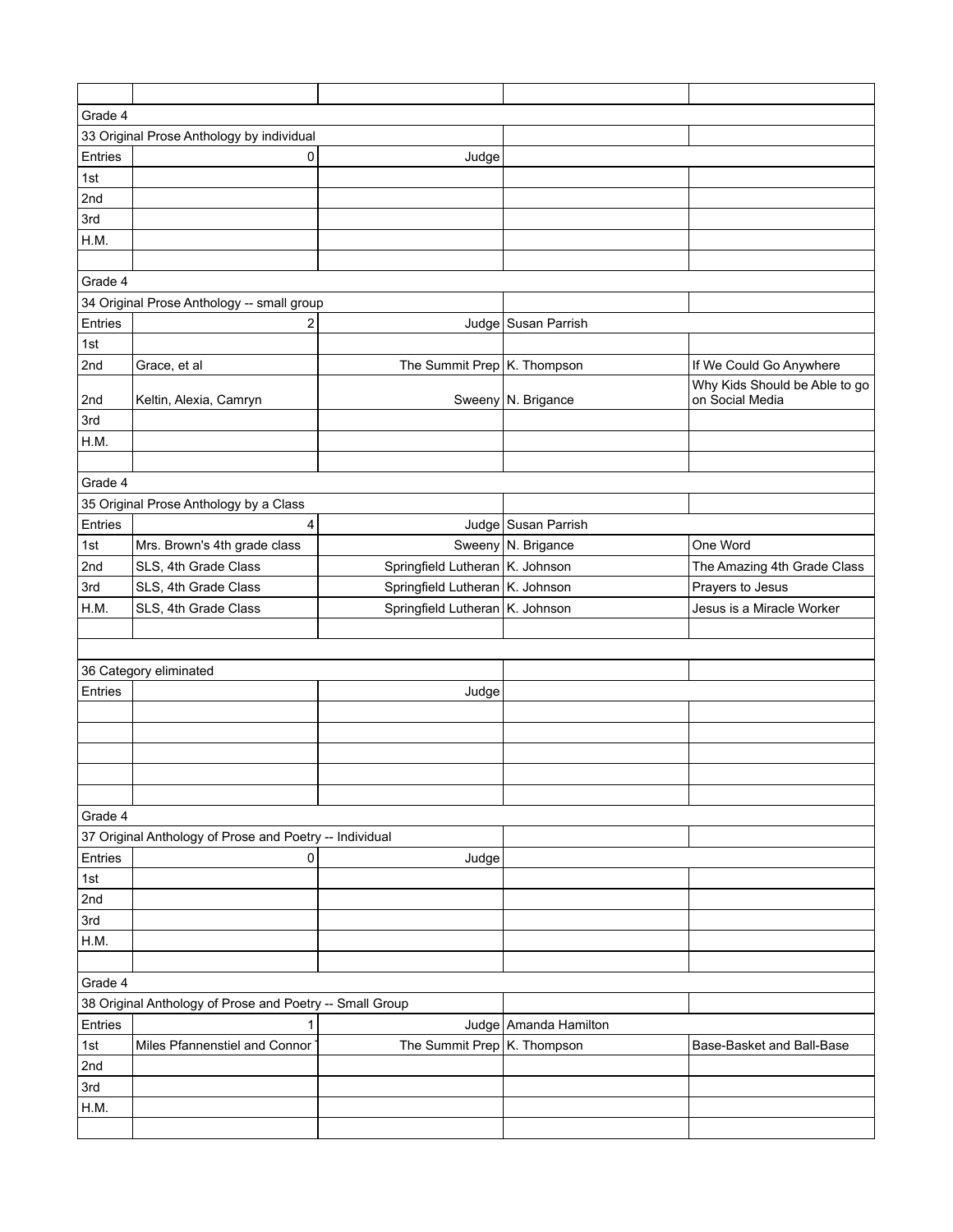| | | | | |
|---|---|---|---|---|
| Grade 4 | | | | |
| 33 Original Prose Anthology by individual | | | | |
| Entries | 0 | Judge | | |
| 1st | | | | |
| 2nd | | | | |
| 3rd | | | | |
| H.M. | | | | |
| | | | | |
| Grade 4 | | | | |
| 34 Original Prose Anthology -- small group | | | | |
| Entries | 2 | Judge | Susan Parrish | |
| 1st | | | | |
| 2nd | Grace, et al | The Summit Prep | K. Thompson | If We Could Go Anywhere |
| 2nd | Keltin, Alexia, Camryn | Sweeny | N. Brigance | Why Kids Should be Able to go on Social Media |
| 3rd | | | | |
| H.M. | | | | |
| | | | | |
| Grade 4 | | | | |
| 35 Original Prose Anthology by a Class | | | | |
| Entries | 4 | Judge | Susan Parrish | |
| 1st | Mrs. Brown's 4th grade class | Sweeny | N. Brigance | One Word |
| 2nd | SLS, 4th Grade Class | Springfield Lutheran | K. Johnson | The Amazing 4th Grade Class |
| 3rd | SLS, 4th Grade Class | Springfield Lutheran | K. Johnson | Prayers to Jesus |
| H.M. | SLS, 4th Grade Class | Springfield Lutheran | K. Johnson | Jesus is a Miracle Worker |
| | | | | |
| | | | | |
| 36 Category eliminated | | | | |
| Entries | | Judge | | |
| | | | | |
| | | | | |
| | | | | |
| | | | | |
| | | | | |
| Grade 4 | | | | |
| 37 Original Anthology of Prose and Poetry -- Individual | | | | |
| Entries | 0 | Judge | | |
| 1st | | | | |
| 2nd | | | | |
| 3rd | | | | |
| H.M. | | | | |
| | | | | |
| Grade 4 | | | | |
| 38 Original Anthology of Prose and Poetry -- Small Group | | | | |
| Entries | 1 | Judge | Amanda Hamilton | |
| 1st | Miles Pfannenstiel and Connor | The Summit Prep | K. Thompson | Base-Basket and Ball-Base |
| 2nd | | | | |
| 3rd | | | | |
| H.M. | | | | |
| | | | | |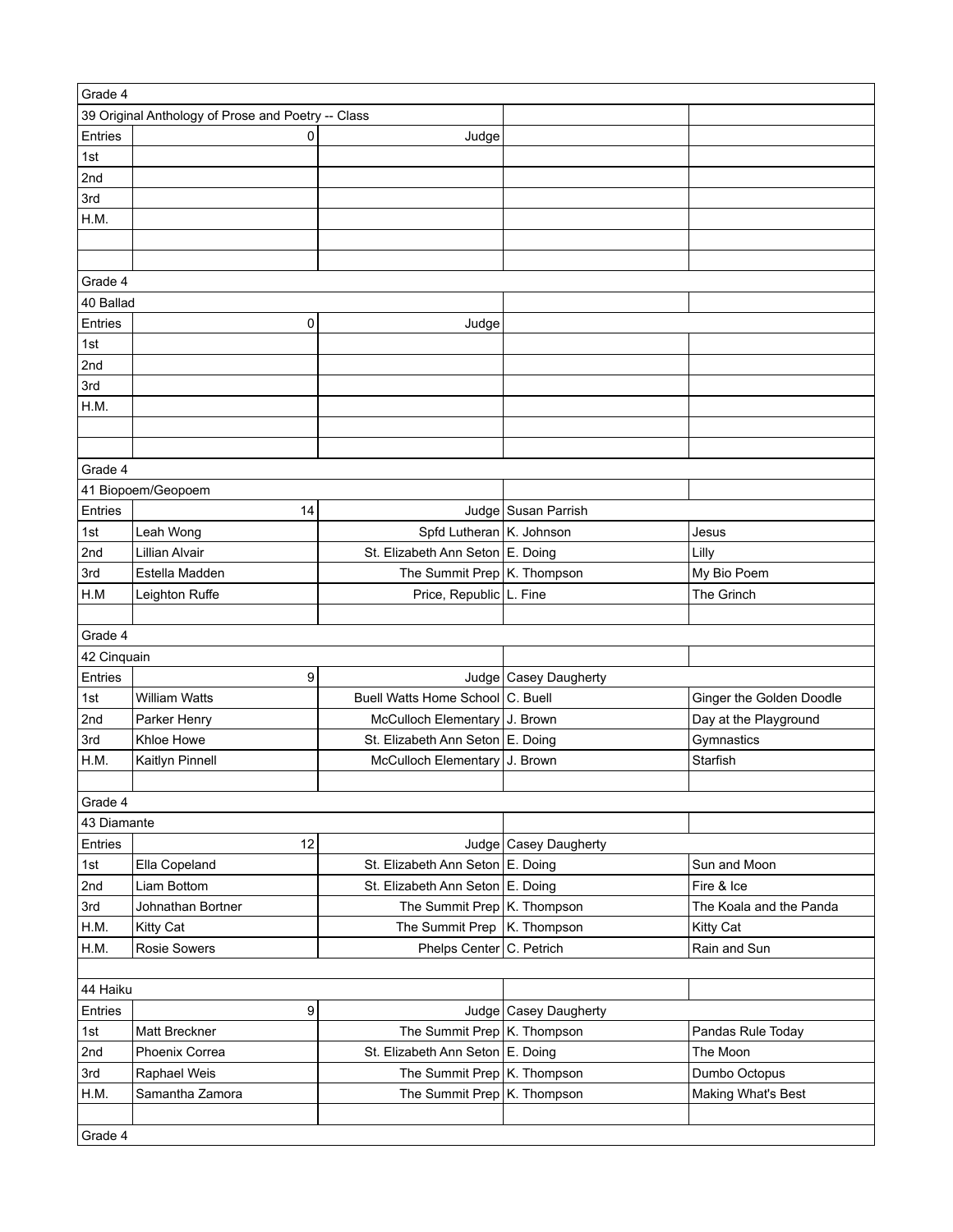| Grade 4 | | | | |
|---|---|---|---|---|
| 39 Original Anthology of Prose and Poetry -- Class | | | | |
| Entries | 0 | Judge | | |
| 1st | | | | |
| 2nd | | | | |
| 3rd | | | | |
| H.M. | | | | |
| | | | | |
| | | | | |
| Grade 4 | | | | |
| 40 Ballad | | | | |
| Entries | 0 | Judge | | |
| 1st | | | | |
| 2nd | | | | |
| 3rd | | | | |
| H.M. | | | | |
| | | | | |
| | | | | |
| Grade 4 | | | | |
| 41 Biopoem/Geopoem | | | | |
| Entries | 14 | Judge | Susan Parrish | |
| 1st | Leah Wong | Spfd Lutheran | K. Johnson | Jesus |
| 2nd | Lillian Alvair | St. Elizabeth Ann Seton | E. Doing | Lilly |
| 3rd | Estella Madden | The Summit Prep | K. Thompson | My Bio Poem |
| H.M | Leighton Ruffe | Price, Republic | L. Fine | The Grinch |
| | | | | |
| Grade 4 | | | | |
| 42 Cinquain | | | | |
| Entries | 9 | Judge | Casey Daugherty | |
| 1st | William Watts | Buell Watts Home School | C. Buell | Ginger the Golden Doodle |
| 2nd | Parker Henry | McCulloch Elementary | J. Brown | Day at the Playground |
| 3rd | Khloe Howe | St. Elizabeth Ann Seton | E. Doing | Gymnastics |
| H.M. | Kaitlyn Pinnell | McCulloch Elementary | J. Brown | Starfish |
| | | | | |
| Grade 4 | | | | |
| 43 Diamante | | | | |
| Entries | 12 | Judge | Casey Daugherty | |
| 1st | Ella Copeland | St. Elizabeth Ann Seton | E. Doing | Sun and Moon |
| 2nd | Liam Bottom | St. Elizabeth Ann Seton | E. Doing | Fire & Ice |
| 3rd | Johnathan Bortner | The Summit Prep | K. Thompson | The Koala and the Panda |
| H.M. | Kitty Cat | The Summit Prep | K. Thompson | Kitty Cat |
| H.M. | Rosie Sowers | Phelps Center | C. Petrich | Rain and Sun |
| | | | | |
| 44 Haiku | | | | |
| Entries | 9 | Judge | Casey Daugherty | |
| 1st | Matt Breckner | The Summit Prep | K. Thompson | Pandas Rule Today |
| 2nd | Phoenix Correa | St. Elizabeth Ann Seton | E. Doing | The Moon |
| 3rd | Raphael Weis | The Summit Prep | K. Thompson | Dumbo Octopus |
| H.M. | Samantha Zamora | The Summit Prep | K. Thompson | Making What's Best |
| | | | | |
| Grade 4 | | | | |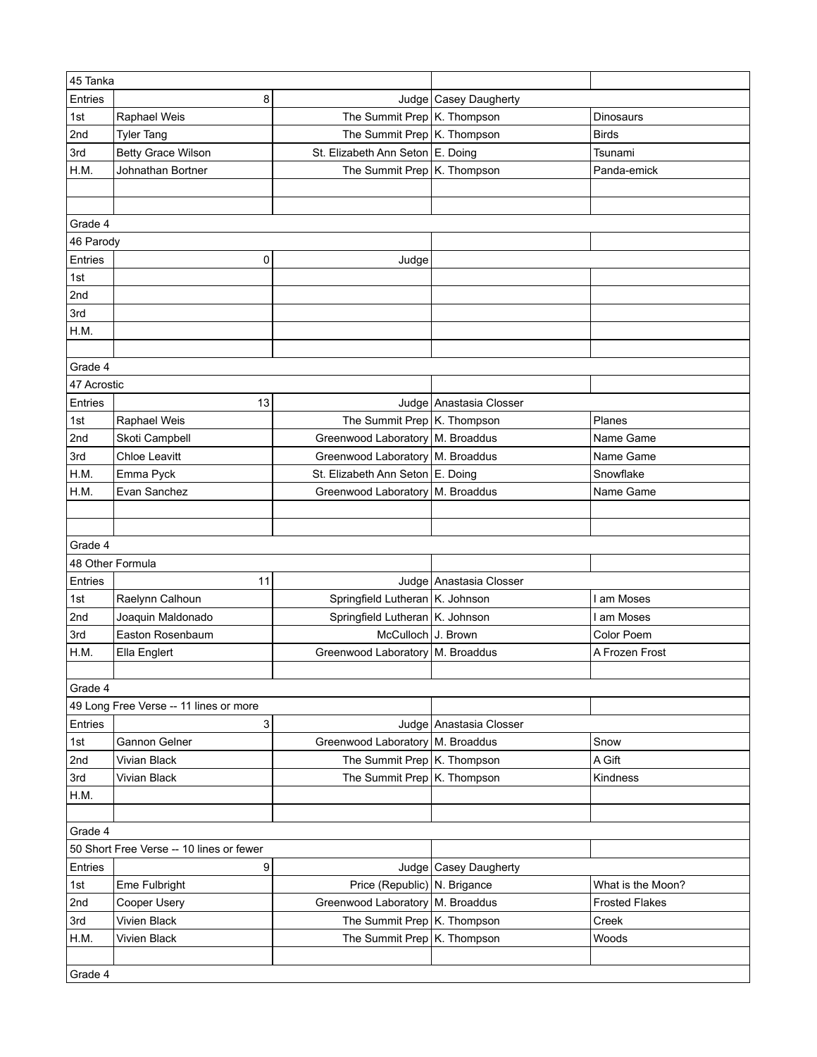| | | | | |
|---|---|---|---|---|
| 45 Tanka | | | | |
| Entries | 8 | Judge | Casey Daugherty | |
| 1st | Raphael Weis | The Summit Prep | K. Thompson | Dinosaurs |
| 2nd | Tyler Tang | The Summit Prep | K. Thompson | Birds |
| 3rd | Betty Grace Wilson | St. Elizabeth Ann Seton | E. Doing | Tsunami |
| H.M. | Johnathan Bortner | The Summit Prep | K. Thompson | Panda-emick |
| | | | | |
| | | | | |
| Grade 4 | | | | |
| 46 Parody | | | | |
| Entries | 0 | Judge | | |
| 1st | | | | |
| 2nd | | | | |
| 3rd | | | | |
| H.M. | | | | |
| | | | | |
| Grade 4 | | | | |
| 47 Acrostic | | | | |
| Entries | 13 | Judge | Anastasia Closser | |
| 1st | Raphael Weis | The Summit Prep | K. Thompson | Planes |
| 2nd | Skoti Campbell | Greenwood Laboratory | M. Broaddus | Name Game |
| 3rd | Chloe Leavitt | Greenwood Laboratory | M. Broaddus | Name Game |
| H.M. | Emma Pyck | St. Elizabeth Ann Seton | E. Doing | Snowflake |
| H.M. | Evan Sanchez | Greenwood Laboratory | M. Broaddus | Name Game |
| | | | | |
| | | | | |
| Grade 4 | | | | |
| 48 Other Formula | | | | |
| Entries | 11 | Judge | Anastasia Closser | |
| 1st | Raelynn Calhoun | Springfield Lutheran | K. Johnson | I am Moses |
| 2nd | Joaquin Maldonado | Springfield Lutheran | K. Johnson | I am Moses |
| 3rd | Easton Rosenbaum | McCulloch | J. Brown | Color Poem |
| H.M. | Ella Englert | Greenwood Laboratory | M. Broaddus | A Frozen Frost |
| | | | | |
| Grade 4 | | | | |
| 49 Long Free Verse -- 11 lines or more | | | | |
| Entries | 3 | Judge | Anastasia Closser | |
| 1st | Gannon Gelner | Greenwood Laboratory | M. Broaddus | Snow |
| 2nd | Vivian Black | The Summit Prep | K. Thompson | A Gift |
| 3rd | Vivian Black | The Summit Prep | K. Thompson | Kindness |
| H.M. | | | | |
| | | | | |
| Grade 4 | | | | |
| 50 Short Free Verse -- 10 lines or fewer | | | | |
| Entries | 9 | Judge | Casey Daugherty | |
| 1st | Eme Fulbright | Price (Republic) | N. Brigance | What is the Moon? |
| 2nd | Cooper Usery | Greenwood Laboratory | M. Broaddus | Frosted Flakes |
| 3rd | Vivien Black | The Summit Prep | K. Thompson | Creek |
| H.M. | Vivien Black | The Summit Prep | K. Thompson | Woods |
| | | | | |
| Grade 4 | | | | |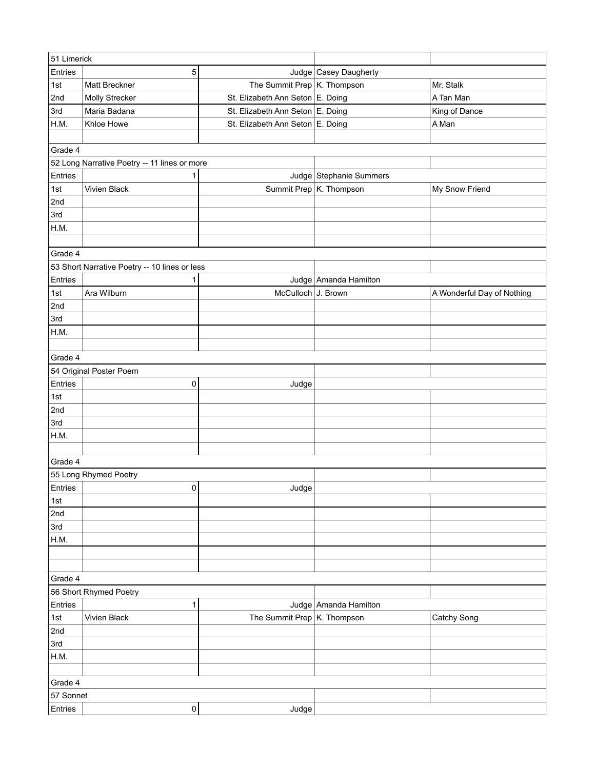| 51 Limerick | | | | |
|---|---|---|---|---|
| Entries | 5 | Judge | Casey Daugherty | |
| 1st | Matt Breckner | The Summit Prep | K. Thompson | Mr. Stalk |
| 2nd | Molly Strecker | St. Elizabeth Ann Seton | E. Doing | A Tan Man |
| 3rd | Maria Badana | St. Elizabeth Ann Seton | E. Doing | King of Dance |
| H.M. | Khloe Howe | St. Elizabeth Ann Seton | E. Doing | A Man |
| | | | | |
| Grade 4 | | | | |
| 52 Long Narrative Poetry -- 11 lines or more | | | | |
| Entries | 1 | Judge | Stephanie Summers | |
| 1st | Vivien Black | Summit Prep | K. Thompson | My Snow Friend |
| 2nd | | | | |
| 3rd | | | | |
| H.M. | | | | |
| | | | | |
| Grade 4 | | | | |
| 53 Short Narrative Poetry -- 10 lines or less | | | | |
| Entries | 1 | Judge | Amanda Hamilton | |
| 1st | Ara Wilburn | McCulloch | J. Brown | A Wonderful Day of Nothing |
| 2nd | | | | |
| 3rd | | | | |
| H.M. | | | | |
| | | | | |
| Grade 4 | | | | |
| 54 Original Poster Poem | | | | |
| Entries | 0 | Judge | | |
| 1st | | | | |
| 2nd | | | | |
| 3rd | | | | |
| H.M. | | | | |
| | | | | |
| Grade 4 | | | | |
| 55 Long Rhymed Poetry | | | | |
| Entries | 0 | Judge | | |
| 1st | | | | |
| 2nd | | | | |
| 3rd | | | | |
| H.M. | | | | |
| | | | | |
| | | | | |
| Grade 4 | | | | |
| 56 Short Rhymed Poetry | | | | |
| Entries | 1 | Judge | Amanda Hamilton | |
| 1st | Vivien Black | The Summit Prep | K. Thompson | Catchy Song |
| 2nd | | | | |
| 3rd | | | | |
| H.M. | | | | |
| | | | | |
| Grade 4 | | | | |
| 57 Sonnet | | | | |
| Entries | 0 | Judge | | |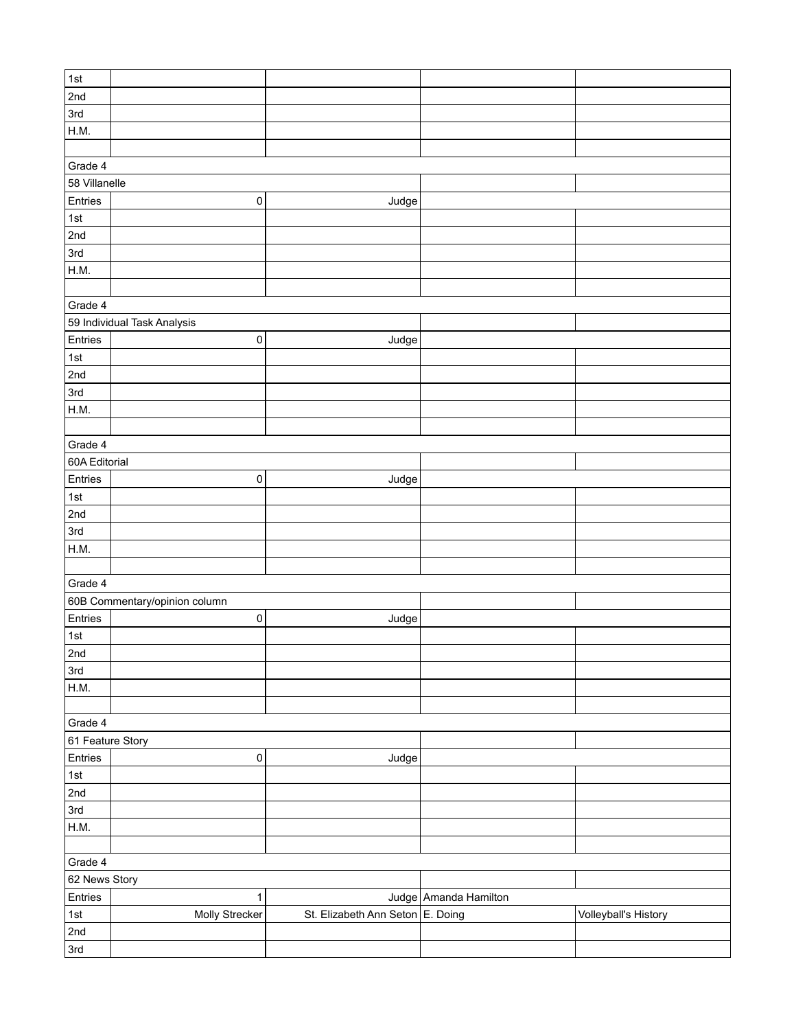| | | | | |
|---|---|---|---|---|
| 1st | | | | |
| 2nd | | | | |
| 3rd | | | | |
| H.M. | | | | |
| | | | | |
| Grade 4 | | | | |
| 58 Villanelle | | | | |
| Entries | 0 | Judge | | |
| 1st | | | | |
| 2nd | | | | |
| 3rd | | | | |
| H.M. | | | | |
| | | | | |
| Grade 4 | | | | |
| 59 Individual Task Analysis | | | | |
| Entries | 0 | Judge | | |
| 1st | | | | |
| 2nd | | | | |
| 3rd | | | | |
| H.M. | | | | |
| | | | | |
| Grade 4 | | | | |
| 60A Editorial | | | | |
| Entries | 0 | Judge | | |
| 1st | | | | |
| 2nd | | | | |
| 3rd | | | | |
| H.M. | | | | |
| | | | | |
| Grade 4 | | | | |
| 60B Commentary/opinion column | | | | |
| Entries | 0 | Judge | | |
| 1st | | | | |
| 2nd | | | | |
| 3rd | | | | |
| H.M. | | | | |
| | | | | |
| Grade 4 | | | | |
| 61 Feature Story | | | | |
| Entries | 0 | Judge | | |
| 1st | | | | |
| 2nd | | | | |
| 3rd | | | | |
| H.M. | | | | |
| | | | | |
| Grade 4 | | | | |
| 62 News Story | | | | |
| Entries | 1 | Judge | Amanda Hamilton | |
| 1st | Molly Strecker | St. Elizabeth Ann Seton | E. Doing | Volleyball's History |
| 2nd | | | | |
| 3rd | | | | |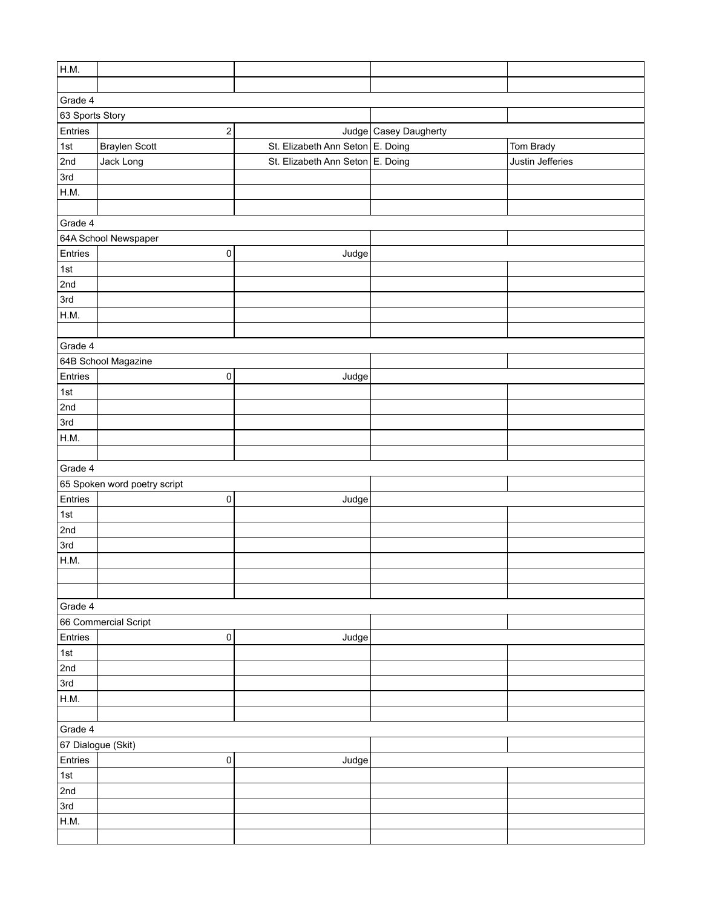| H.M. | | | | |
|---|---|---|---|---|
| | | | | |
| Grade 4 | | | | |
| 63 Sports Story | | | | |
| Entries | 2 | Judge | Casey Daugherty | |
| 1st | Braylen Scott | St. Elizabeth Ann Seton | E. Doing | Tom Brady |
| 2nd | Jack Long | St. Elizabeth Ann Seton | E. Doing | Justin Jefferies |
| 3rd | | | | |
| H.M. | | | | |
| | | | | |
| Grade 4 | | | | |
| 64A School Newspaper | | | | |
| Entries | 0 | Judge | | |
| 1st | | | | |
| 2nd | | | | |
| 3rd | | | | |
| H.M. | | | | |
| | | | | |
| Grade 4 | | | | |
| 64B School Magazine | | | | |
| Entries | 0 | Judge | | |
| 1st | | | | |
| 2nd | | | | |
| 3rd | | | | |
| H.M. | | | | |
| | | | | |
| Grade 4 | | | | |
| 65 Spoken word poetry script | | | | |
| Entries | 0 | Judge | | |
| 1st | | | | |
| 2nd | | | | |
| 3rd | | | | |
| H.M. | | | | |
| | | | | |
| | | | | |
| Grade 4 | | | | |
| 66 Commercial Script | | | | |
| Entries | 0 | Judge | | |
| 1st | | | | |
| 2nd | | | | |
| 3rd | | | | |
| H.M. | | | | |
| | | | | |
| Grade 4 | | | | |
| 67 Dialogue (Skit) | | | | |
| Entries | 0 | Judge | | |
| 1st | | | | |
| 2nd | | | | |
| 3rd | | | | |
| H.M. | | | | |
| | | | | |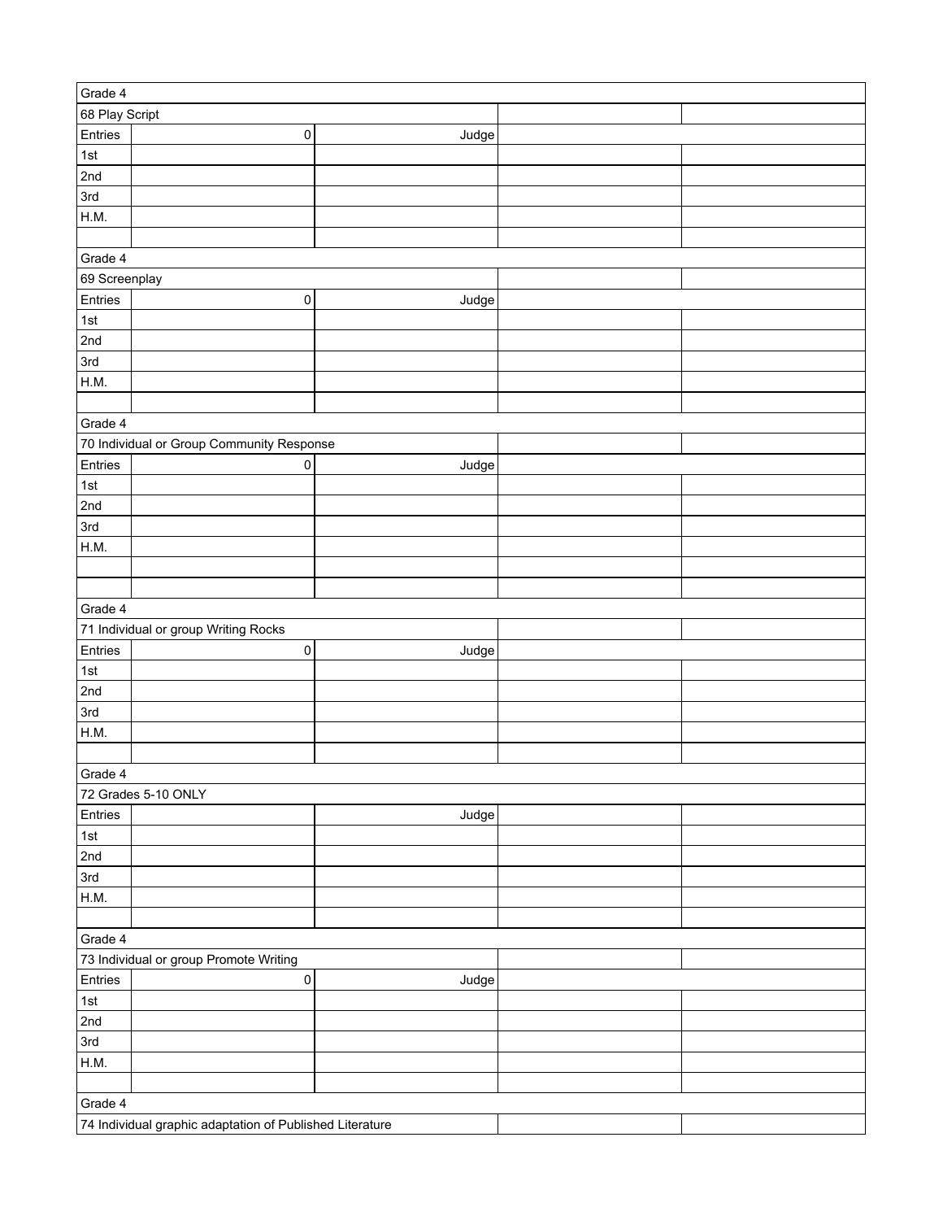| Grade 4 | | | | |
|---|---|---|---|---|
| 68 Play Script | | | | |
| Entries | 0 | Judge | | |
| 1st | | | | |
| 2nd | | | | |
| 3rd | | | | |
| H.M. | | | | |
| | | | | |
| Grade 4 | | | | |
| 69 Screenplay | | | | |
| Entries | 0 | Judge | | |
| 1st | | | | |
| 2nd | | | | |
| 3rd | | | | |
| H.M. | | | | |
| | | | | |
| Grade 4 | | | | |
| 70 Individual or Group Community Response | | | | |
| Entries | 0 | Judge | | |
| 1st | | | | |
| 2nd | | | | |
| 3rd | | | | |
| H.M. | | | | |
| | | | | |
| | | | | |
| Grade 4 | | | | |
| 71 Individual or group Writing Rocks | | | | |
| Entries | 0 | Judge | | |
| 1st | | | | |
| 2nd | | | | |
| 3rd | | | | |
| H.M. | | | | |
| | | | | |
| Grade 4 | | | | |
| 72 Grades 5-10 ONLY | | | | |
| Entries | | Judge | | |
| 1st | | | | |
| 2nd | | | | |
| 3rd | | | | |
| H.M. | | | | |
| | | | | |
| Grade 4 | | | | |
| 73 Individual or group Promote Writing | | | | |
| Entries | 0 | Judge | | |
| 1st | | | | |
| 2nd | | | | |
| 3rd | | | | |
| H.M. | | | | |
| | | | | |
| Grade 4 | | | | |
| 74 Individual graphic adaptation of Published Literature | | | | |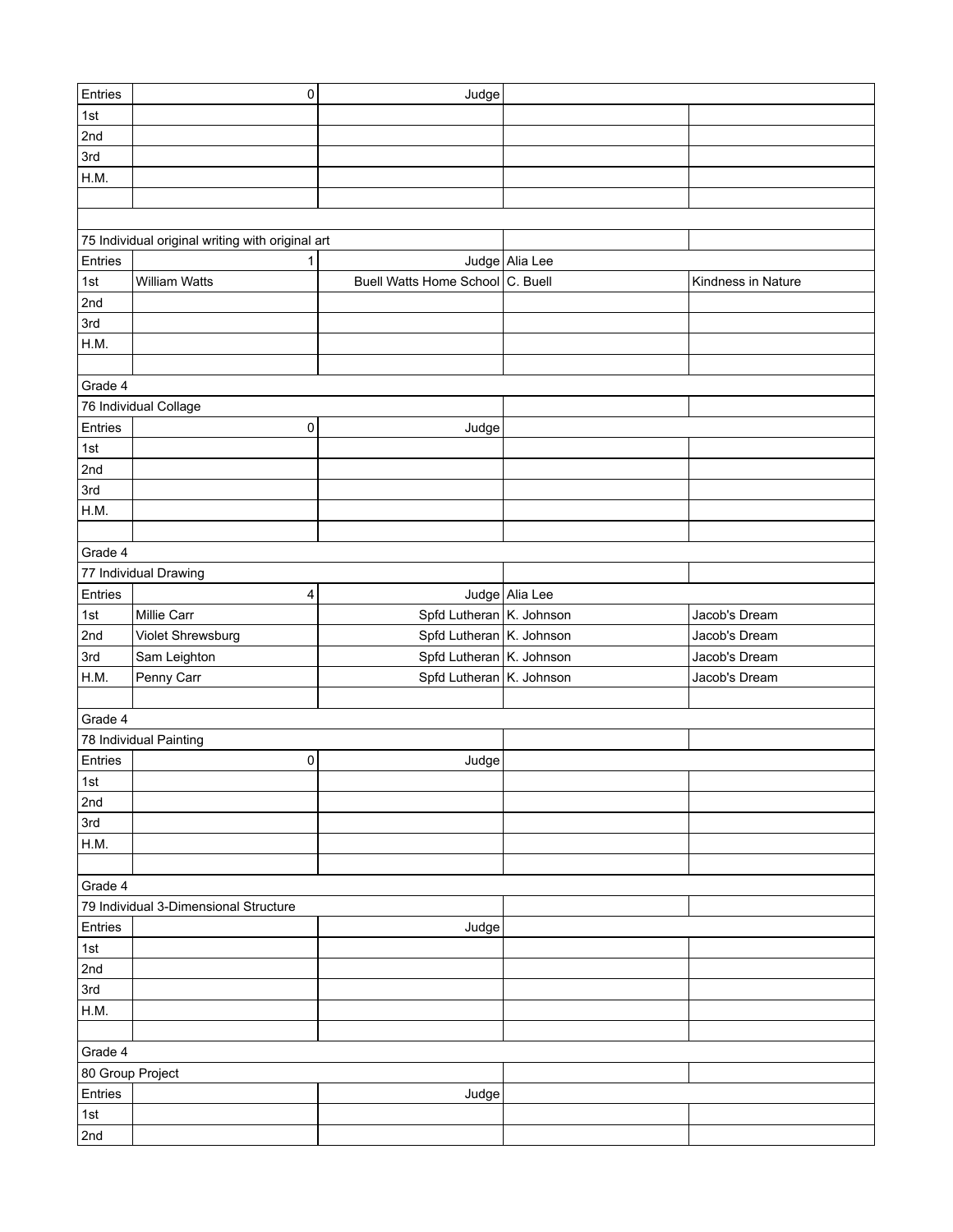| | | | | |
|---|---|---|---|---|
| Entries | 0 | Judge | | |
| 1st | | | | |
| 2nd | | | | |
| 3rd | | | | |
| H.M. | | | | |
| | | | | |
| | | | | |
| 75 Individual original writing with original art | | | | |
| Entries | 1 | Judge | Alia Lee | |
| 1st | William Watts | Buell Watts Home School | C. Buell | Kindness in Nature |
| 2nd | | | | |
| 3rd | | | | |
| H.M. | | | | |
| | | | | |
| Grade 4 | | | | |
| 76 Individual Collage | | | | |
| Entries | 0 | Judge | | |
| 1st | | | | |
| 2nd | | | | |
| 3rd | | | | |
| H.M. | | | | |
| | | | | |
| Grade 4 | | | | |
| 77 Individual Drawing | | | | |
| Entries | 4 | Judge | Alia Lee | |
| 1st | Millie Carr | Spfd Lutheran | K. Johnson | Jacob's Dream |
| 2nd | Violet Shrewsburg | Spfd Lutheran | K. Johnson | Jacob's Dream |
| 3rd | Sam Leighton | Spfd Lutheran | K. Johnson | Jacob's Dream |
| H.M. | Penny Carr | Spfd Lutheran | K. Johnson | Jacob's Dream |
| | | | | |
| Grade 4 | | | | |
| 78 Individual Painting | | | | |
| Entries | 0 | Judge | | |
| 1st | | | | |
| 2nd | | | | |
| 3rd | | | | |
| H.M. | | | | |
| | | | | |
| Grade 4 | | | | |
| 79 Individual 3-Dimensional Structure | | | | |
| Entries | | Judge | | |
| 1st | | | | |
| 2nd | | | | |
| 3rd | | | | |
| H.M. | | | | |
| | | | | |
| Grade 4 | | | | |
| 80 Group Project | | | | |
| Entries | | Judge | | |
| 1st | | | | |
| 2nd | | | | |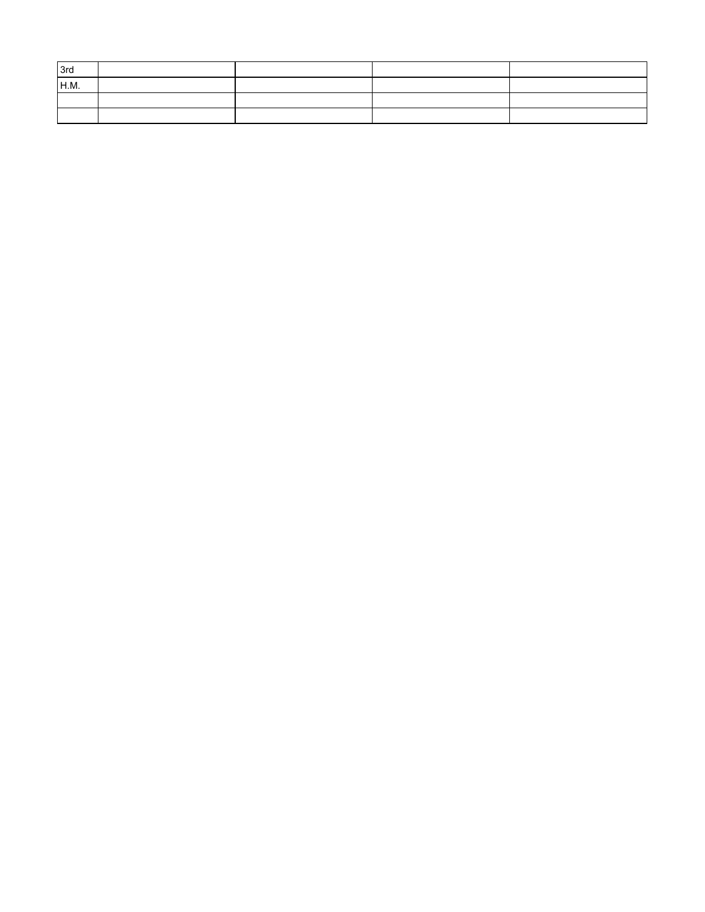| | | | | |
|---|---|---|---|---|
| 3rd | | | | |
| H.M. | | | | |
| | | | | |
| | | | | |